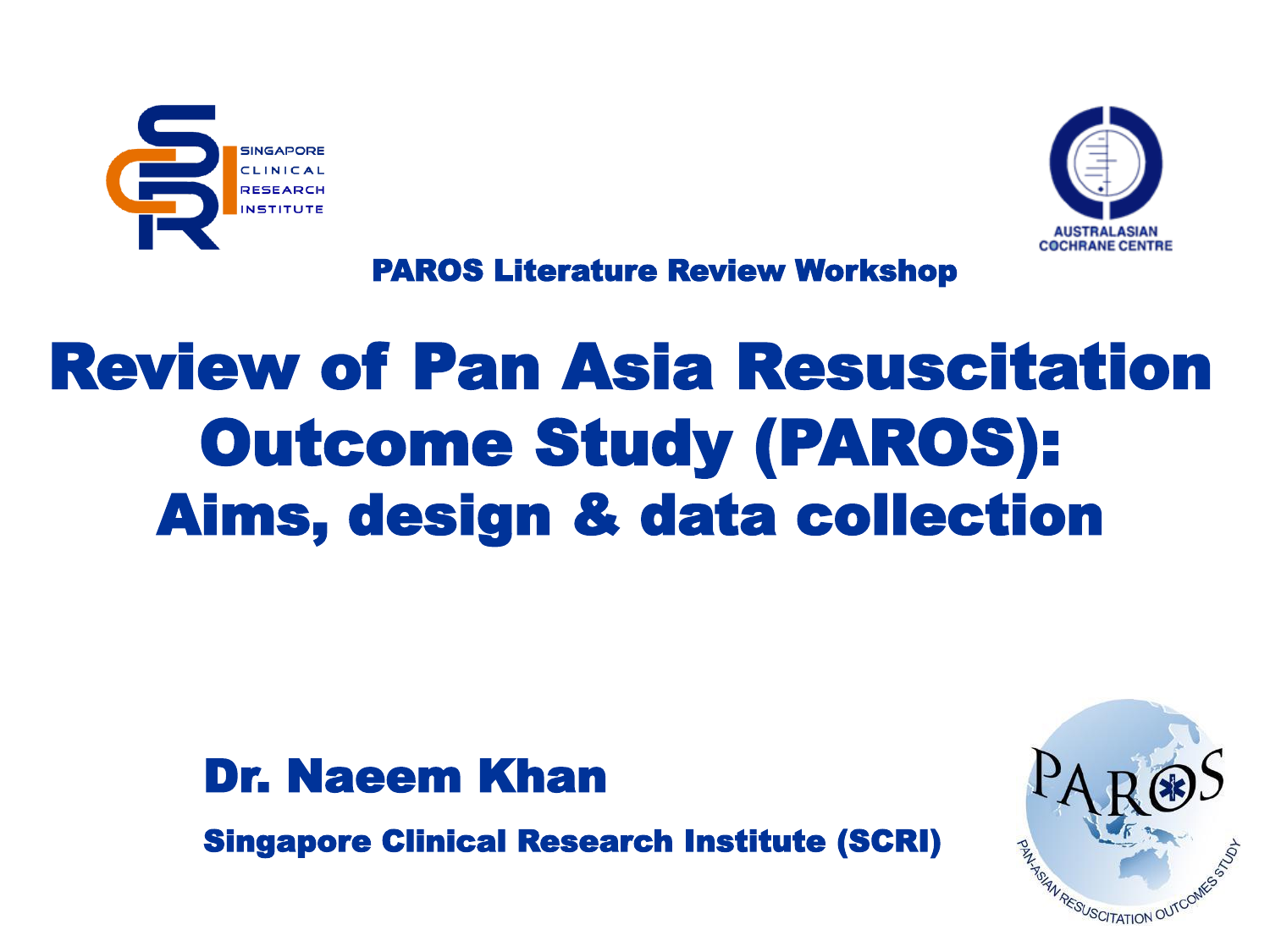PAROS Literature Review Workshop

# Review of Pan Asia Resuscitation Outcome Study (PAROS):
## Aims, design & data collection

**Dr. Naeem Khan**

**Singapore Clinical Research Institute (SCRI)**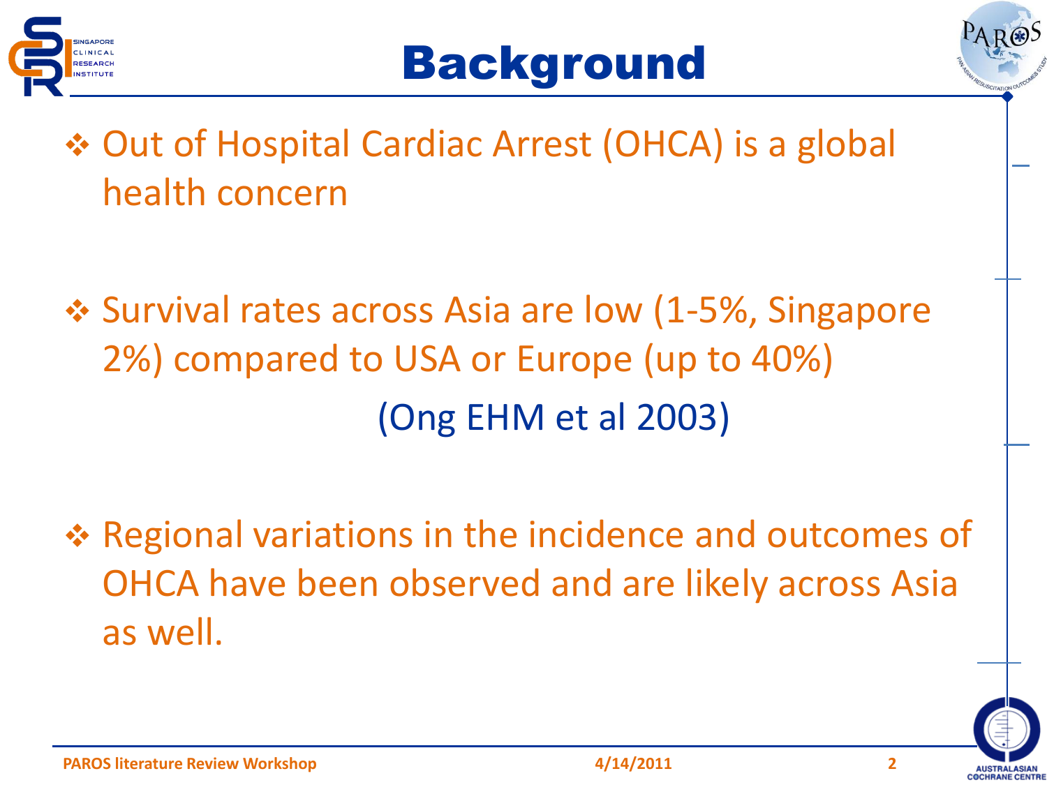# Background

- Out of Hospital Cardiac Arrest (OHCA) is a global health concern

- Survival rates across Asia are low (1-5%, Singapore 2%) compared to USA or Europe (up to 40%)

  (Ong EHM et al 2003)

- Regional variations in the incidence and outcomes of OHCA have been observed and are likely across Asia as well.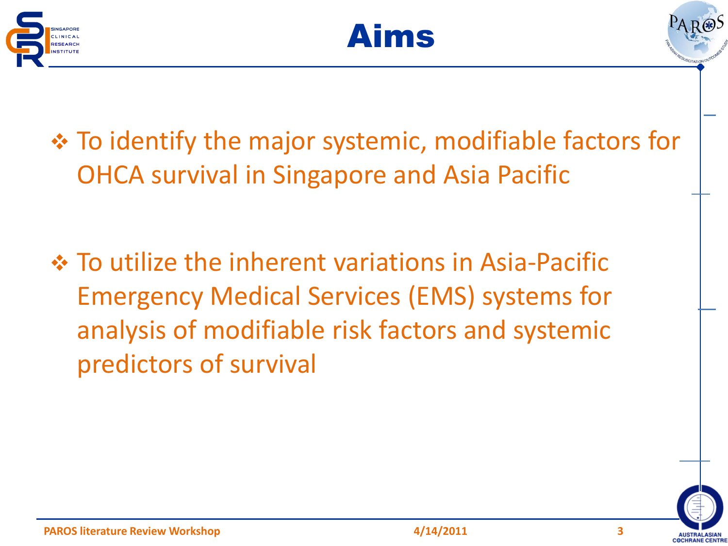# Aims

- To identify the major systemic, modifiable factors for OHCA survival in Singapore and Asia Pacific

- To utilize the inherent variations in Asia-Pacific Emergency Medical Services (EMS) systems for analysis of modifiable risk factors and systemic predictors of survival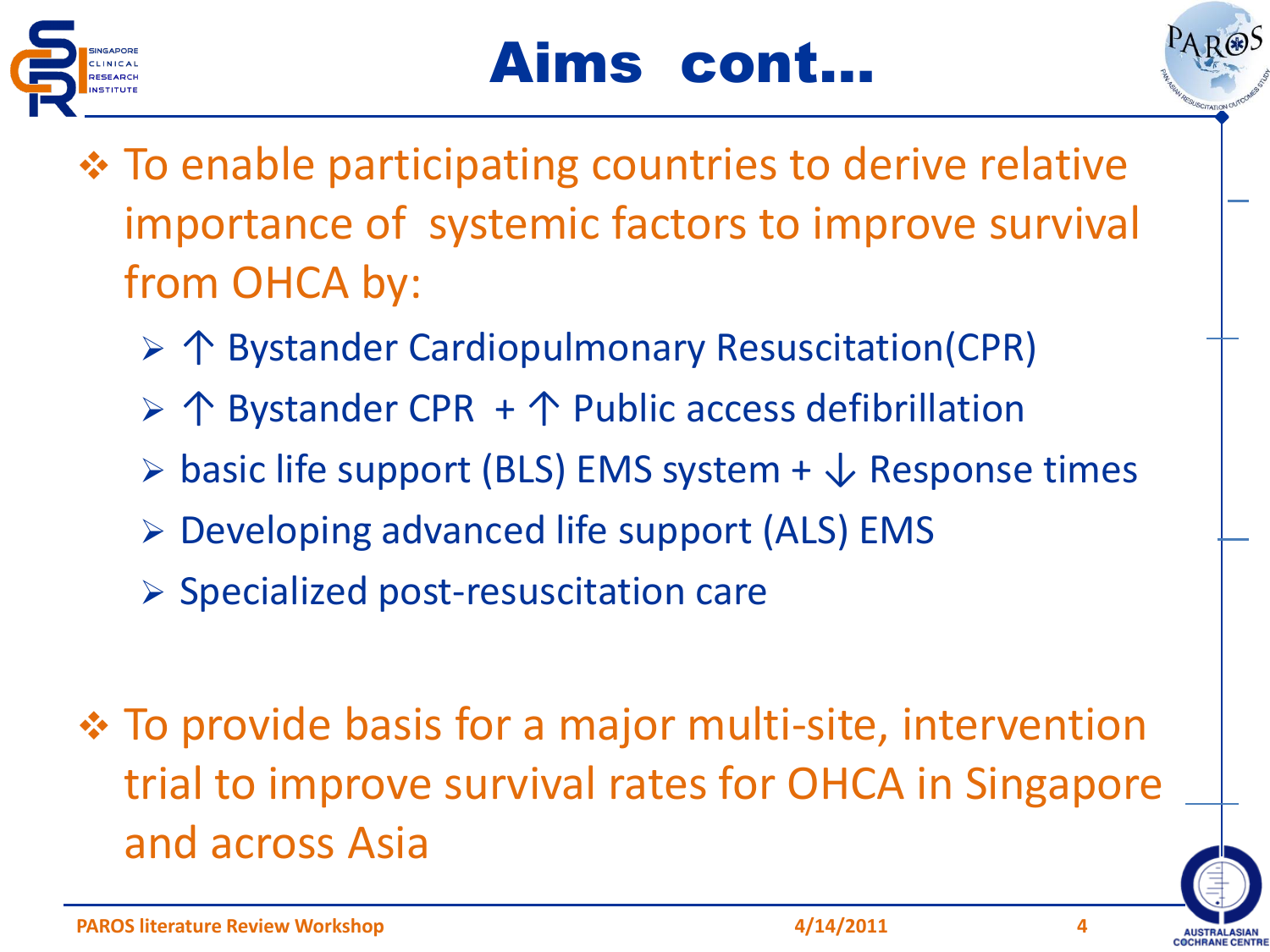# Aims cont…

- To enable participating countries to derive relative importance of systemic factors to improve survival from OHCA by:
  - ↑ Bystander Cardiopulmonary Resuscitation(CPR)
  - ↑ Bystander CPR + ↑ Public access defibrillation
  - basic life support (BLS) EMS system + ↓ Response times
  - Developing advanced life support (ALS) EMS
  - Specialized post-resuscitation care

- To provide basis for a major multi-site, intervention trial to improve survival rates for OHCA in Singapore and across Asia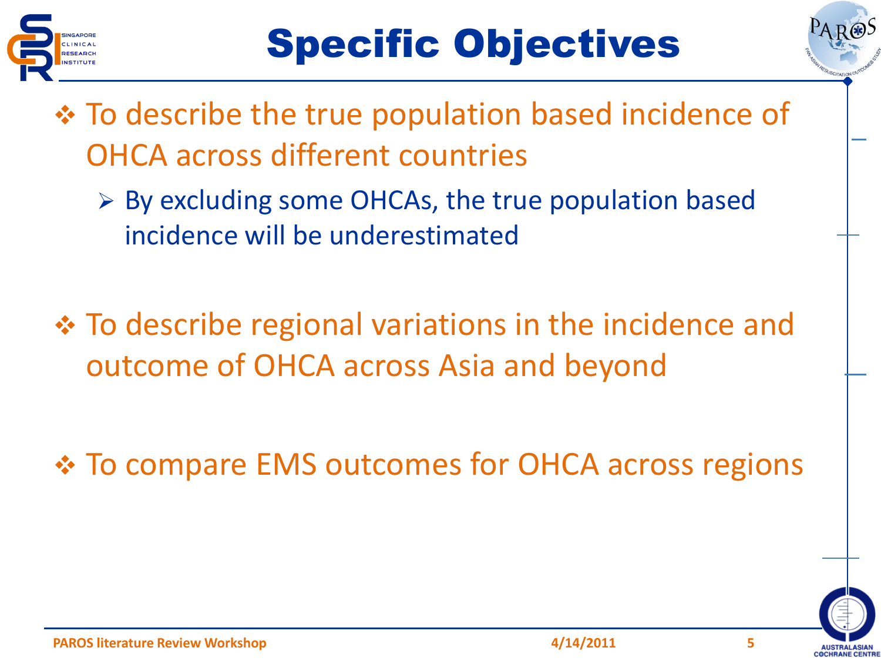# Specific Objectives

- To describe the true population based incidence of OHCA across different countries
  - By excluding some OHCAs, the true population based incidence will be underestimated

- To describe regional variations in the incidence and outcome of OHCA across Asia and beyond

- To compare EMS outcomes for OHCA across regions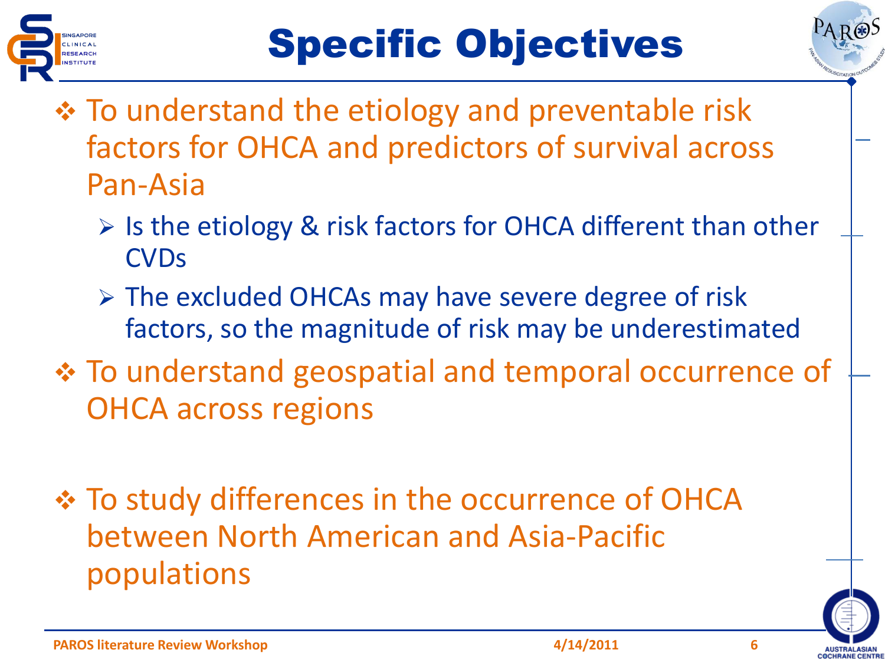# Specific Objectives

- To understand the etiology and preventable risk factors for OHCA and predictors of survival across Pan-Asia
  - Is the etiology & risk factors for OHCA different than other CVDs
  - The excluded OHCAs may have severe degree of risk factors, so the magnitude of risk may be underestimated
- To understand geospatial and temporal occurrence of OHCA across regions
- To study differences in the occurrence of OHCA between North American and Asia-Pacific populations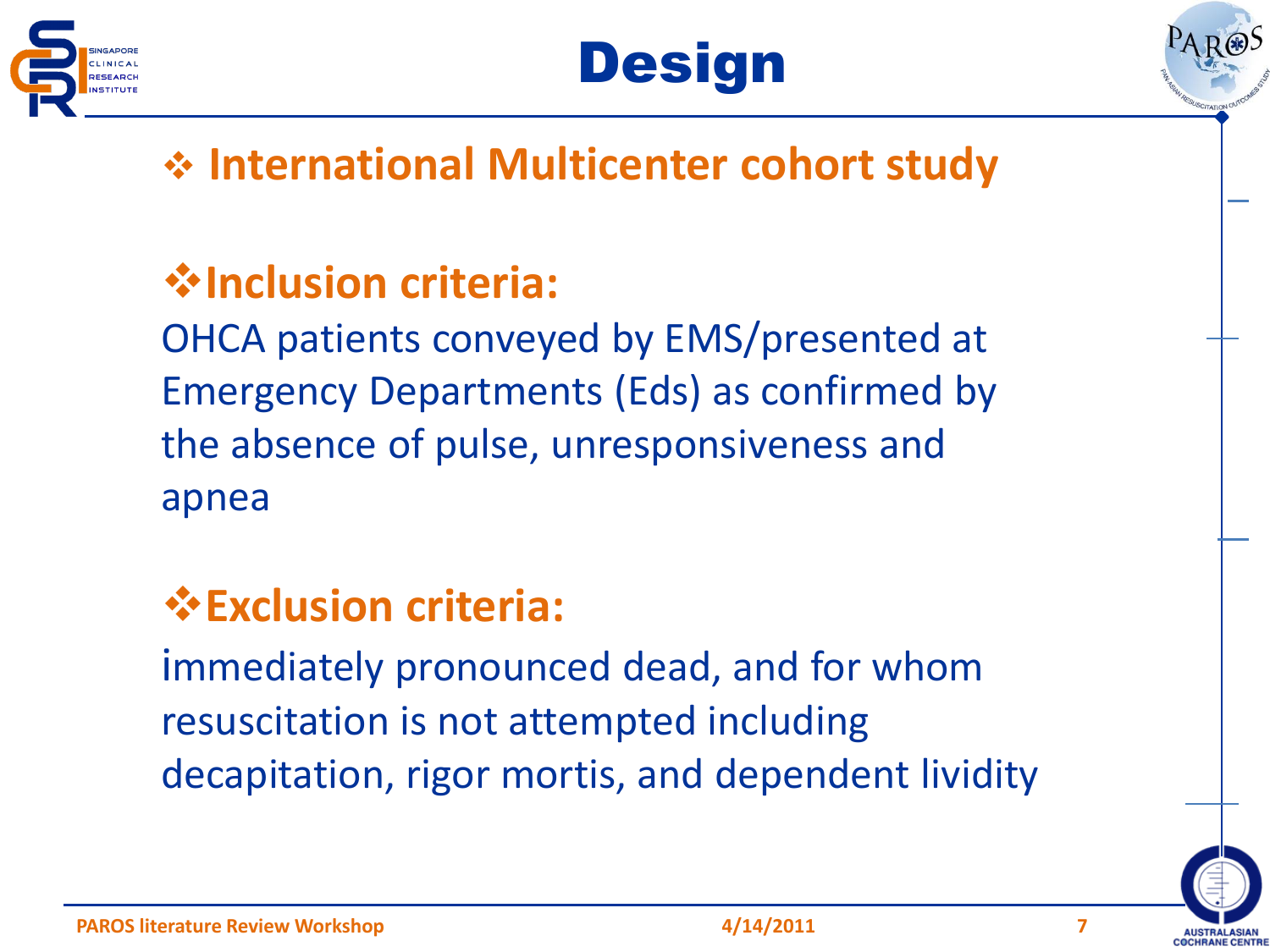# Design

- **International Multicenter cohort study**

- **Inclusion criteria:**

OHCA patients conveyed by EMS/presented at Emergency Departments (Eds) as confirmed by the absence of pulse, unresponsiveness and apnea

- **Exclusion criteria:**

immediately pronounced dead, and for whom resuscitation is not attempted including decapitation, rigor mortis, and dependent lividity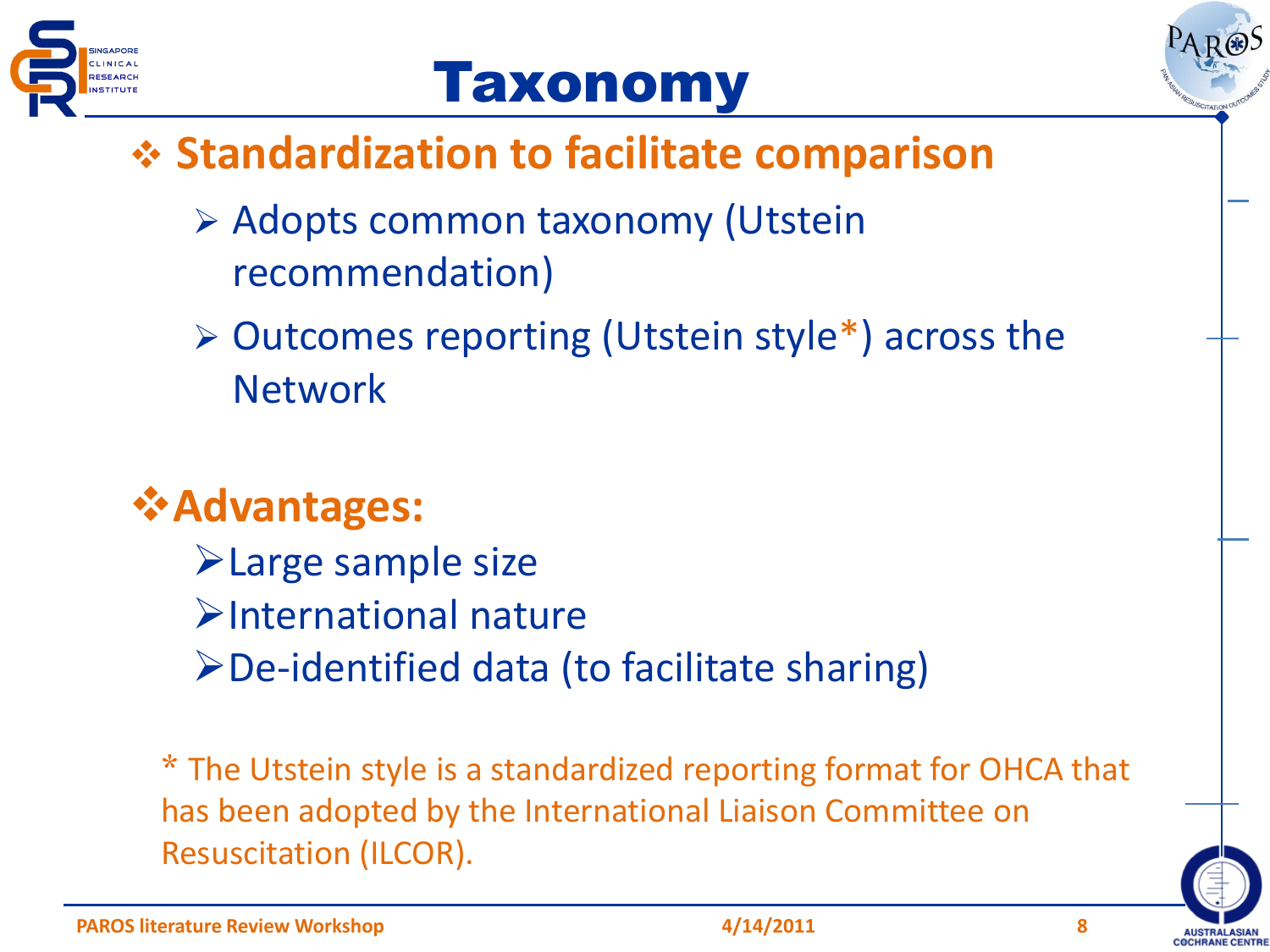# Taxonomy

- **Standardization to facilitate comparison**
  - Adopts common taxonomy (Utstein recommendation)
  - Outcomes reporting (Utstein style*) across the Network

- **Advantages:**
  - Large sample size
  - International nature
  - De-identified data (to facilitate sharing)

\* The Utstein style is a standardized reporting format for OHCA that has been adopted by the International Liaison Committee on Resuscitation (ILCOR).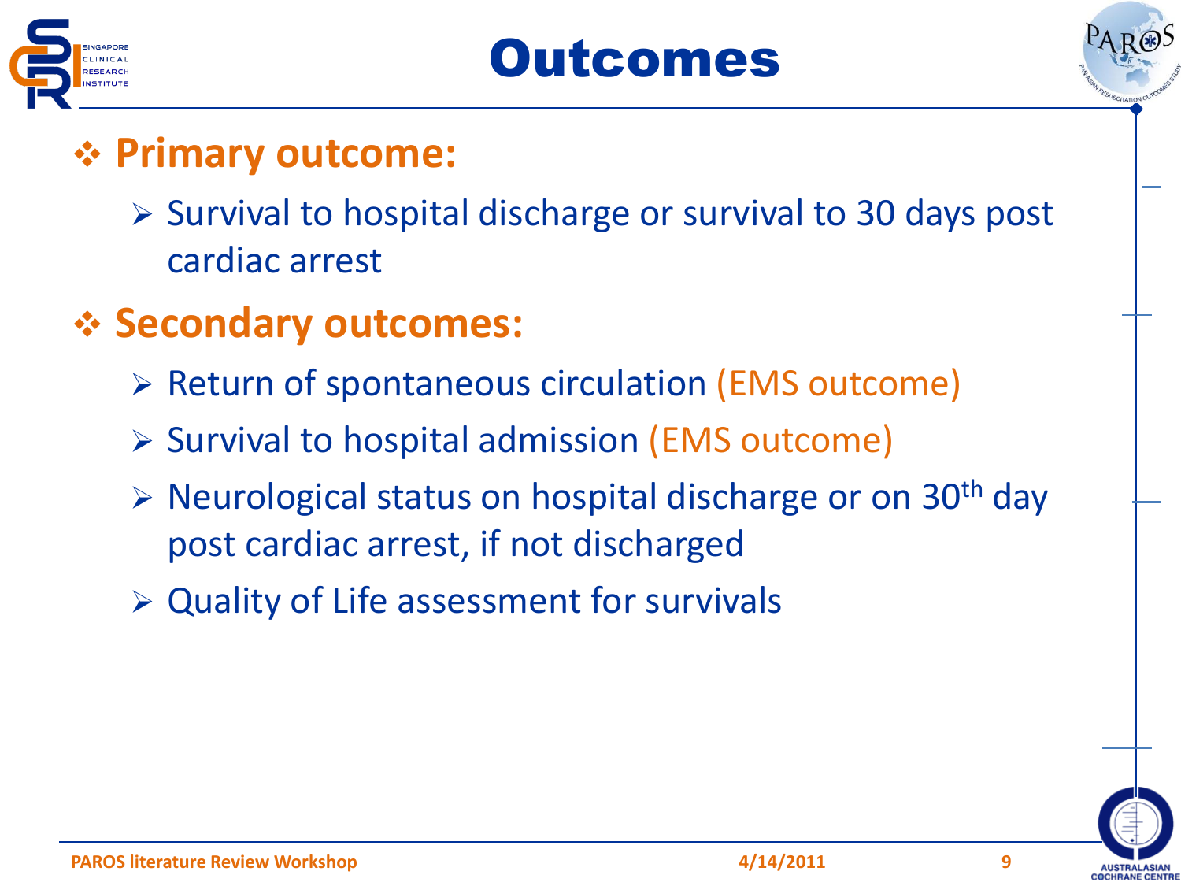# Outcomes

- **Primary outcome:**
  - Survival to hospital discharge or survival to 30 days post cardiac arrest
- **Secondary outcomes:**
  - Return of spontaneous circulation (EMS outcome)
  - Survival to hospital admission (EMS outcome)
  - Neurological status on hospital discharge or on 30th day post cardiac arrest, if not discharged
  - Quality of Life assessment for survivals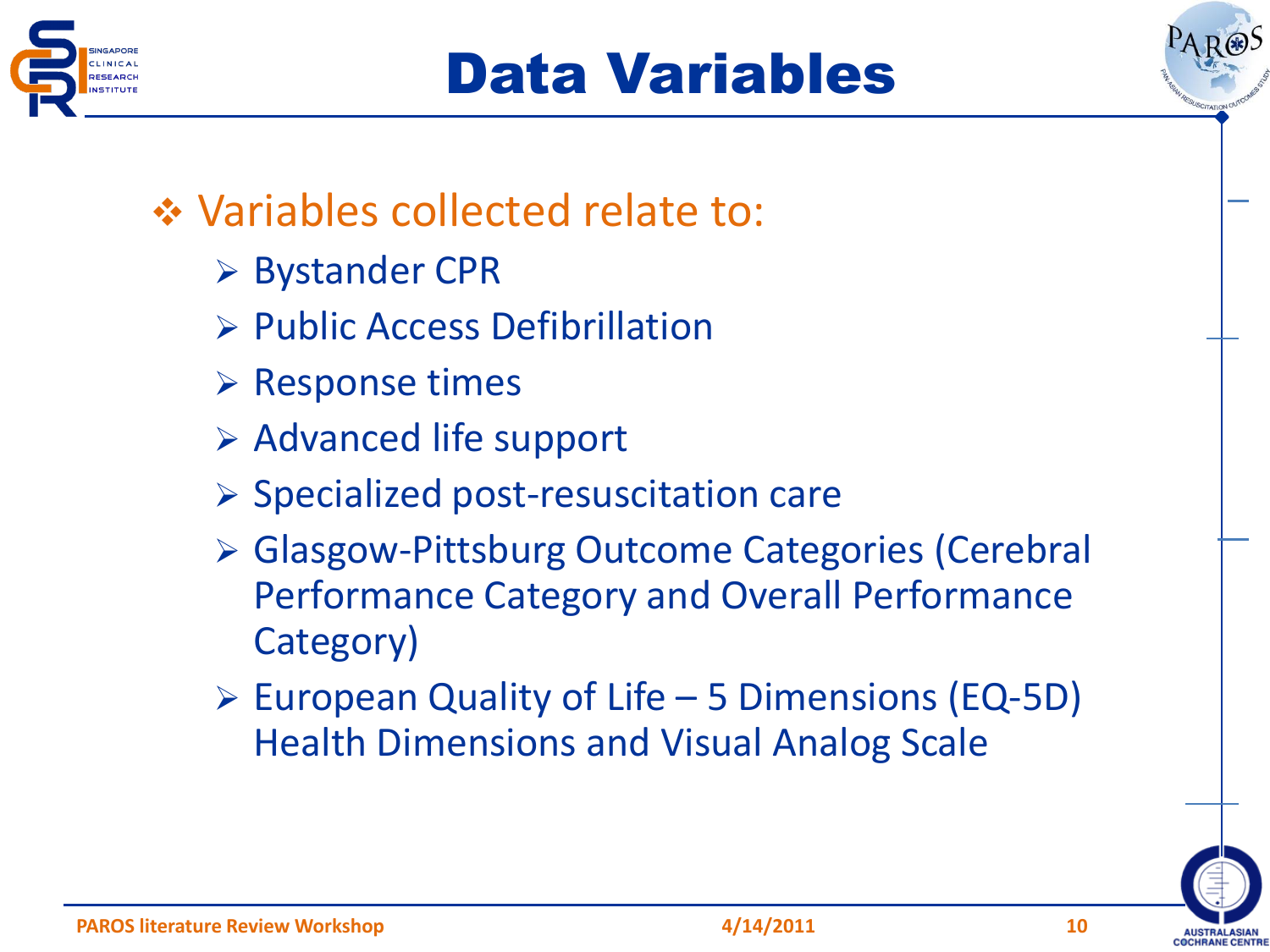# Data Variables

- Variables collected relate to:
  - Bystander CPR
  - Public Access Defibrillation
  - Response times
  - Advanced life support
  - Specialized post-resuscitation care
  - Glasgow-Pittsburg Outcome Categories (Cerebral Performance Category and Overall Performance Category)
  - European Quality of Life – 5 Dimensions (EQ-5D) Health Dimensions and Visual Analog Scale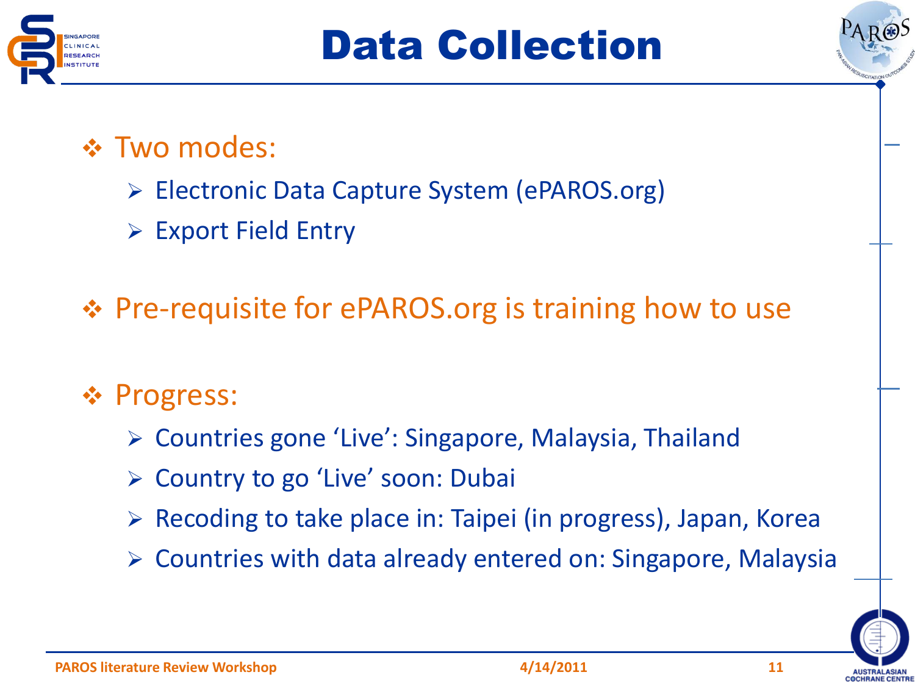# Data Collection

- Two modes:
  - Electronic Data Capture System (ePAROS.org)
  - Export Field Entry

- Pre-requisite for ePAROS.org is training how to use

- Progress:
  - Countries gone 'Live': Singapore, Malaysia, Thailand
  - Country to go 'Live' soon: Dubai
  - Recoding to take place in: Taipei (in progress), Japan, Korea
  - Countries with data already entered on: Singapore, Malaysia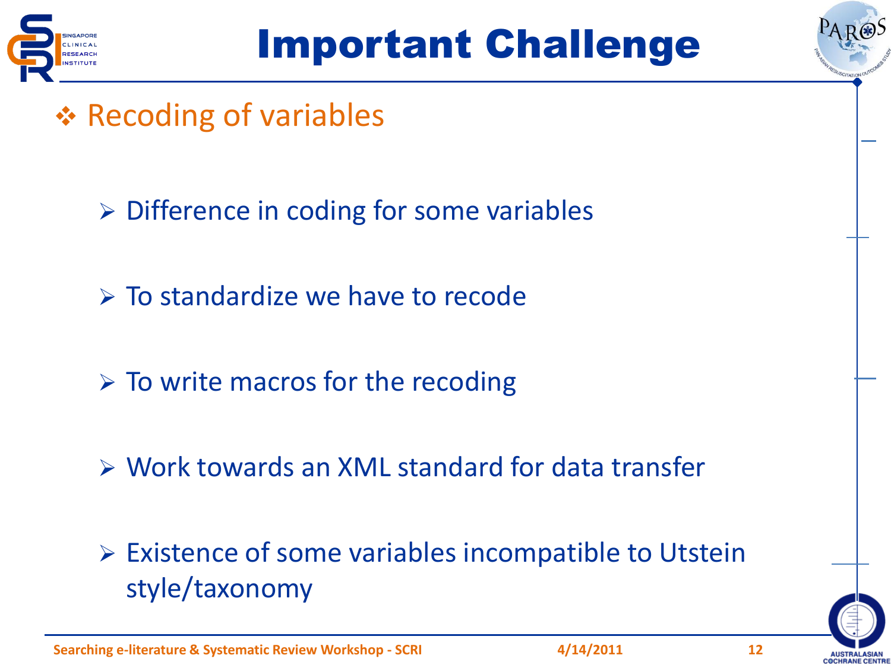# Important Challenge

- Recoding of variables
  - Difference in coding for some variables
  - To standardize we have to recode
  - To write macros for the recoding
  - Work towards an XML standard for data transfer
  - Existence of some variables incompatible to Utstein style/taxonomy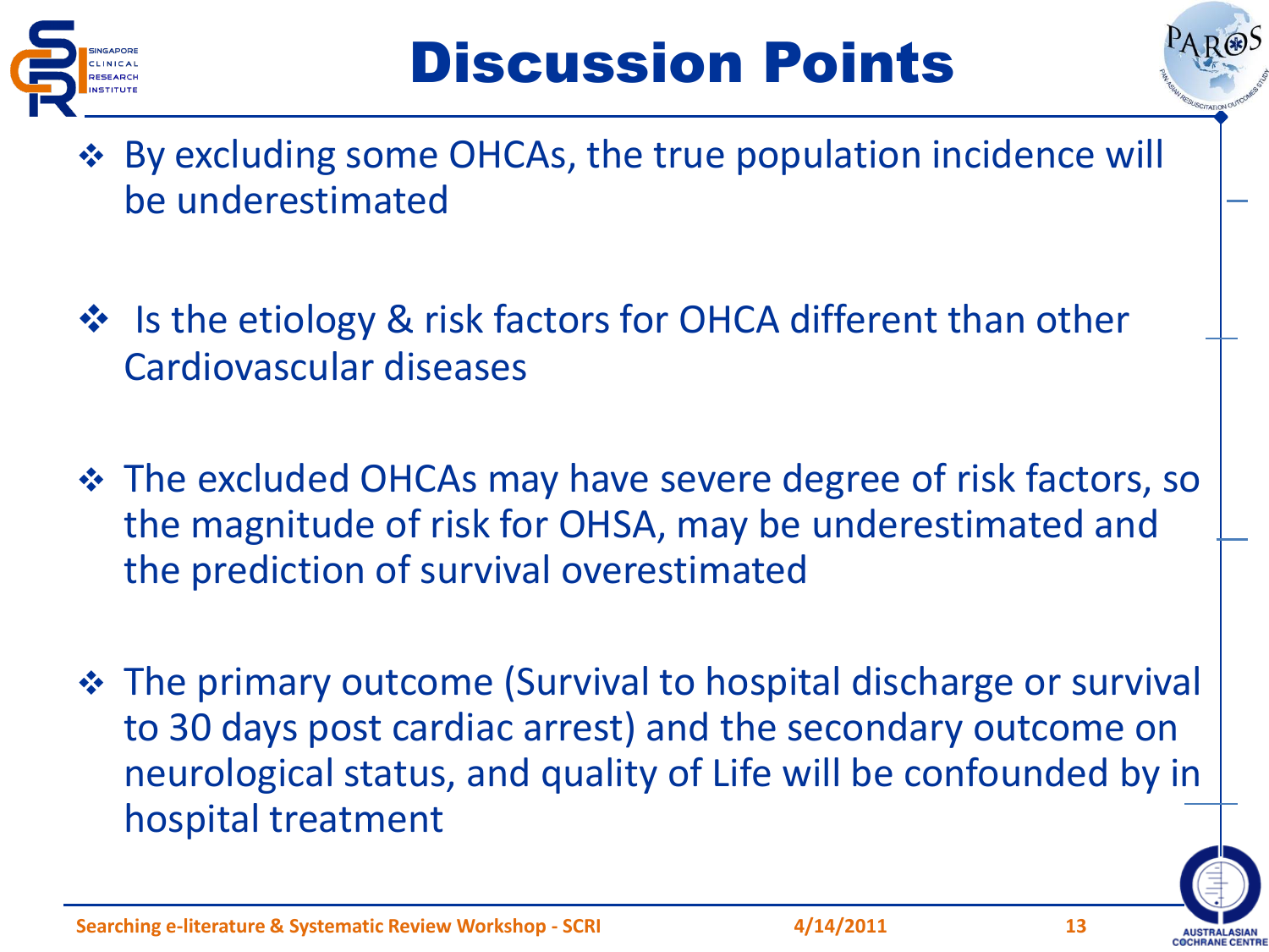# Discussion Points

- By excluding some OHCAs, the true population incidence will be underestimated
- Is the etiology & risk factors for OHCA different than other Cardiovascular diseases
- The excluded OHCAs may have severe degree of risk factors, so the magnitude of risk for OHSA, may be underestimated and the prediction of survival overestimated
- The primary outcome (Survival to hospital discharge or survival to 30 days post cardiac arrest) and the secondary outcome on neurological status, and quality of Life will be confounded by in hospital treatment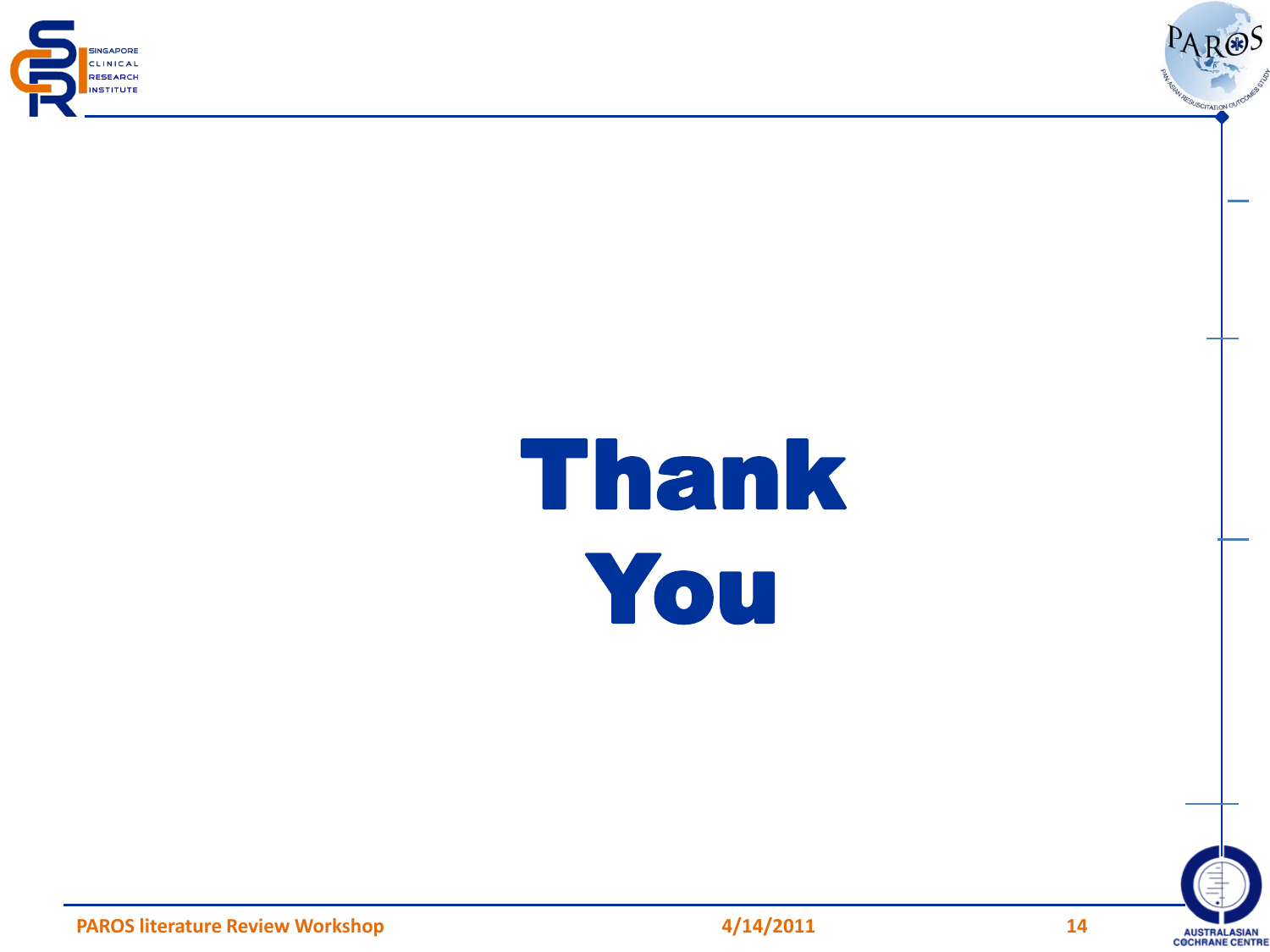# Thank You